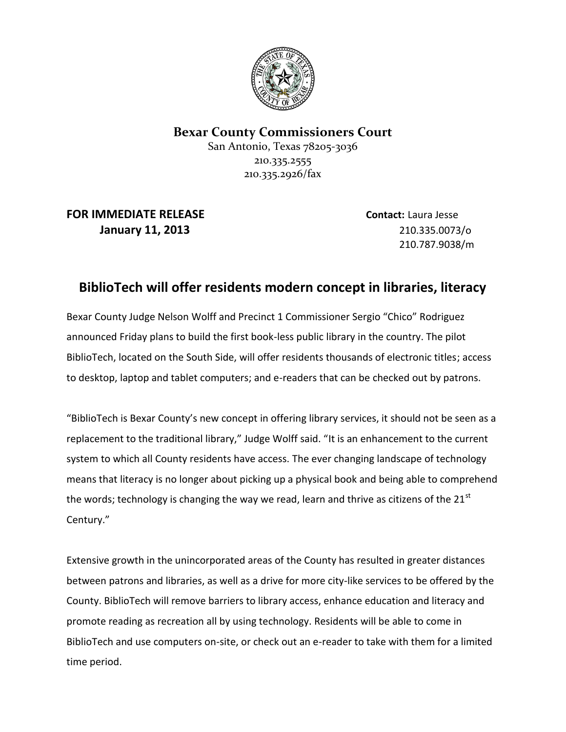**Bexar County Commissioners Court**
San Antonio, Texas 78205-3036
210.335.2555
210.335.2926/fax

**FOR IMMEDIATE RELEASE**
**January 11, 2013**

**Contact:** Laura Jesse
210.335.0073/o
210.787.9038/m

## BiblioTech will offer residents modern concept in libraries, literacy

Bexar County Judge Nelson Wolff and Precinct 1 Commissioner Sergio "Chico" Rodriguez announced Friday plans to build the first book-less public library in the country. The pilot BiblioTech, located on the South Side, will offer residents thousands of electronic titles; access to desktop, laptop and tablet computers; and e-readers that can be checked out by patrons.

"BiblioTech is Bexar County's new concept in offering library services, it should not be seen as a replacement to the traditional library," Judge Wolff said. "It is an enhancement to the current system to which all County residents have access. The ever changing landscape of technology means that literacy is no longer about picking up a physical book and being able to comprehend the words; technology is changing the way we read, learn and thrive as citizens of the 21st Century."

Extensive growth in the unincorporated areas of the County has resulted in greater distances between patrons and libraries, as well as a drive for more city-like services to be offered by the County. BiblioTech will remove barriers to library access, enhance education and literacy and promote reading as recreation all by using technology. Residents will be able to come in BiblioTech and use computers on-site, or check out an e-reader to take with them for a limited time period.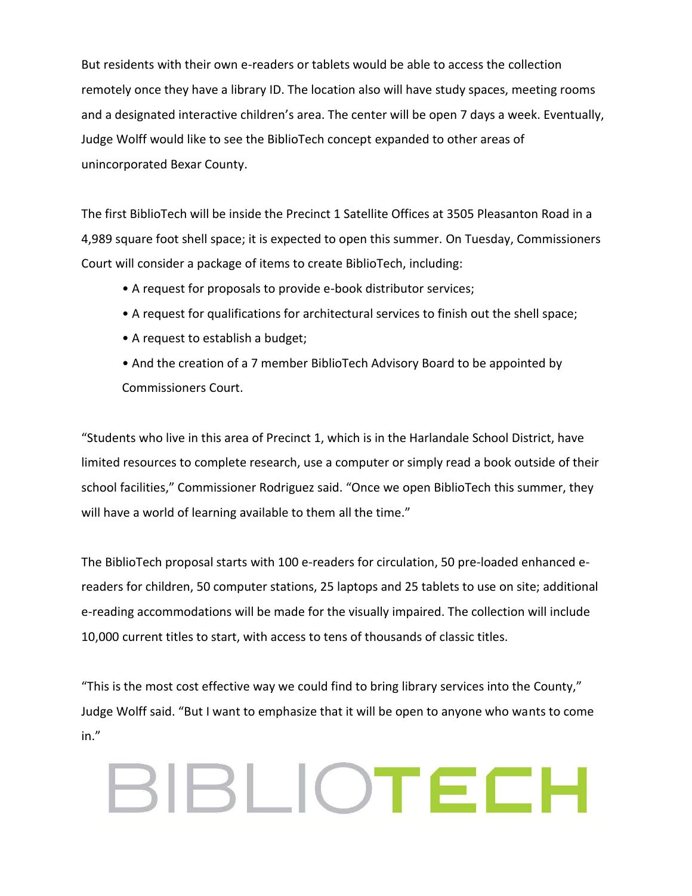But residents with their own e-readers or tablets would be able to access the collection remotely once they have a library ID. The location also will have study spaces, meeting rooms and a designated interactive children's area. The center will be open 7 days a week. Eventually, Judge Wolff would like to see the BiblioTech concept expanded to other areas of unincorporated Bexar County.

The first BiblioTech will be inside the Precinct 1 Satellite Offices at 3505 Pleasanton Road in a 4,989 square foot shell space; it is expected to open this summer. On Tuesday, Commissioners Court will consider a package of items to create BiblioTech, including:

- A request for proposals to provide e-book distributor services;
- A request for qualifications for architectural services to finish out the shell space;
- A request to establish a budget;
- And the creation of a 7 member BiblioTech Advisory Board to be appointed by Commissioners Court.

"Students who live in this area of Precinct 1, which is in the Harlandale School District, have limited resources to complete research, use a computer or simply read a book outside of their school facilities," Commissioner Rodriguez said. "Once we open BiblioTech this summer, they will have a world of learning available to them all the time."

The BiblioTech proposal starts with 100 e-readers for circulation, 50 pre-loaded enhanced e-readers for children, 50 computer stations, 25 laptops and 25 tablets to use on site; additional e-reading accommodations will be made for the visually impaired. The collection will include 10,000 current titles to start, with access to tens of thousands of classic titles.

"This is the most cost effective way we could find to bring library services into the County," Judge Wolff said. "But I want to emphasize that it will be open to anyone who wants to come in."

BIBLIOTECH